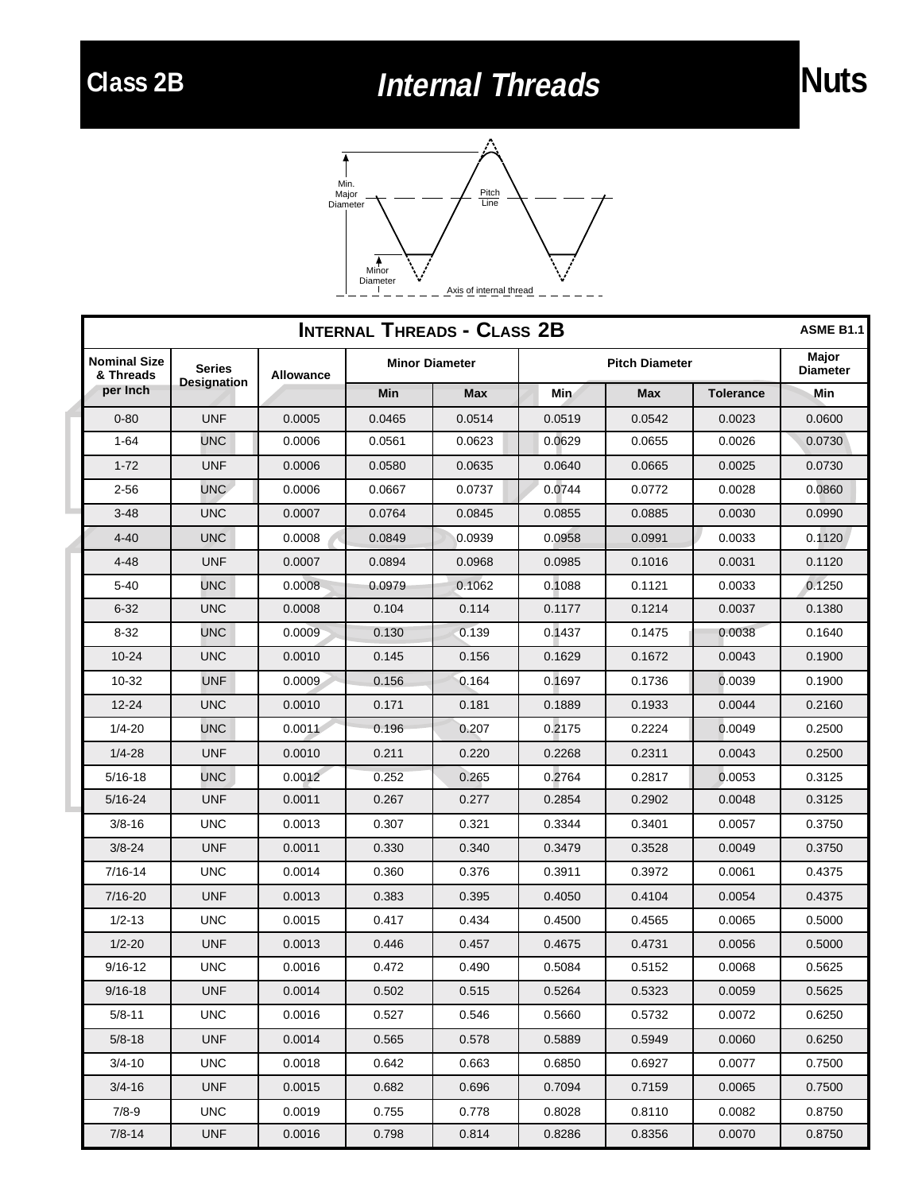# Class 2B Internal Threads Nuts

Min. Major Diameter

Pitch Line

Minor Diameter

Axis of internal thread

| **INTERNAL THREADS - CLASS 2B** | | | | | | | | ASME B1.1 |
|---|---|---|---|---|---|---|---|---|
| Nominal Size & Threads per Inch | Series Designation | Allowance | Minor Diameter | | Pitch Diameter | | | Major Diameter |
| | | | Min | Max | Min | Max | Tolerance | Min |
| 0-80 | UNF | 0.0005 | 0.0465 | 0.0514 | 0.0519 | 0.0542 | 0.0023 | 0.0600 |
| 1-64 | UNC | 0.0006 | 0.0561 | 0.0623 | 0.0629 | 0.0655 | 0.0026 | 0.0730 |
| 1-72 | UNF | 0.0006 | 0.0580 | 0.0635 | 0.0640 | 0.0665 | 0.0025 | 0.0730 |
| 2-56 | UNC | 0.0006 | 0.0667 | 0.0737 | 0.0744 | 0.0772 | 0.0028 | 0.0860 |
| 3-48 | UNC | 0.0007 | 0.0764 | 0.0845 | 0.0855 | 0.0885 | 0.0030 | 0.0990 |
| 4-40 | UNC | 0.0008 | 0.0849 | 0.0939 | 0.0958 | 0.0991 | 0.0033 | 0.1120 |
| 4-48 | UNF | 0.0007 | 0.0894 | 0.0968 | 0.0985 | 0.1016 | 0.0031 | 0.1120 |
| 5-40 | UNC | 0.0008 | 0.0979 | 0.1062 | 0.1088 | 0.1121 | 0.0033 | 0.1250 |
| 6-32 | UNC | 0.0008 | 0.104 | 0.114 | 0.1177 | 0.1214 | 0.0037 | 0.1380 |
| 8-32 | UNC | 0.0009 | 0.130 | 0.139 | 0.1437 | 0.1475 | 0.0038 | 0.1640 |
| 10-24 | UNC | 0.0010 | 0.145 | 0.156 | 0.1629 | 0.1672 | 0.0043 | 0.1900 |
| 10-32 | UNF | 0.0009 | 0.156 | 0.164 | 0.1697 | 0.1736 | 0.0039 | 0.1900 |
| 12-24 | UNC | 0.0010 | 0.171 | 0.181 | 0.1889 | 0.1933 | 0.0044 | 0.2160 |
| 1/4-20 | UNC | 0.0011 | 0.196 | 0.207 | 0.2175 | 0.2224 | 0.0049 | 0.2500 |
| 1/4-28 | UNF | 0.0010 | 0.211 | 0.220 | 0.2268 | 0.2311 | 0.0043 | 0.2500 |
| 5/16-18 | UNC | 0.0012 | 0.252 | 0.265 | 0.2764 | 0.2817 | 0.0053 | 0.3125 |
| 5/16-24 | UNF | 0.0011 | 0.267 | 0.277 | 0.2854 | 0.2902 | 0.0048 | 0.3125 |
| 3/8-16 | UNC | 0.0013 | 0.307 | 0.321 | 0.3344 | 0.3401 | 0.0057 | 0.3750 |
| 3/8-24 | UNF | 0.0011 | 0.330 | 0.340 | 0.3479 | 0.3528 | 0.0049 | 0.3750 |
| 7/16-14 | UNC | 0.0014 | 0.360 | 0.376 | 0.3911 | 0.3972 | 0.0061 | 0.4375 |
| 7/16-20 | UNF | 0.0013 | 0.383 | 0.395 | 0.4050 | 0.4104 | 0.0054 | 0.4375 |
| 1/2-13 | UNC | 0.0015 | 0.417 | 0.434 | 0.4500 | 0.4565 | 0.0065 | 0.5000 |
| 1/2-20 | UNF | 0.0013 | 0.446 | 0.457 | 0.4675 | 0.4731 | 0.0056 | 0.5000 |
| 9/16-12 | UNC | 0.0016 | 0.472 | 0.490 | 0.5084 | 0.5152 | 0.0068 | 0.5625 |
| 9/16-18 | UNF | 0.0014 | 0.502 | 0.515 | 0.5264 | 0.5323 | 0.0059 | 0.5625 |
| 5/8-11 | UNC | 0.0016 | 0.527 | 0.546 | 0.5660 | 0.5732 | 0.0072 | 0.6250 |
| 5/8-18 | UNF | 0.0014 | 0.565 | 0.578 | 0.5889 | 0.5949 | 0.0060 | 0.6250 |
| 3/4-10 | UNC | 0.0018 | 0.642 | 0.663 | 0.6850 | 0.6927 | 0.0077 | 0.7500 |
| 3/4-16 | UNF | 0.0015 | 0.682 | 0.696 | 0.7094 | 0.7159 | 0.0065 | 0.7500 |
| 7/8-9 | UNC | 0.0019 | 0.755 | 0.778 | 0.8028 | 0.8110 | 0.0082 | 0.8750 |
| 7/8-14 | UNF | 0.0016 | 0.798 | 0.814 | 0.8286 | 0.8356 | 0.0070 | 0.8750 |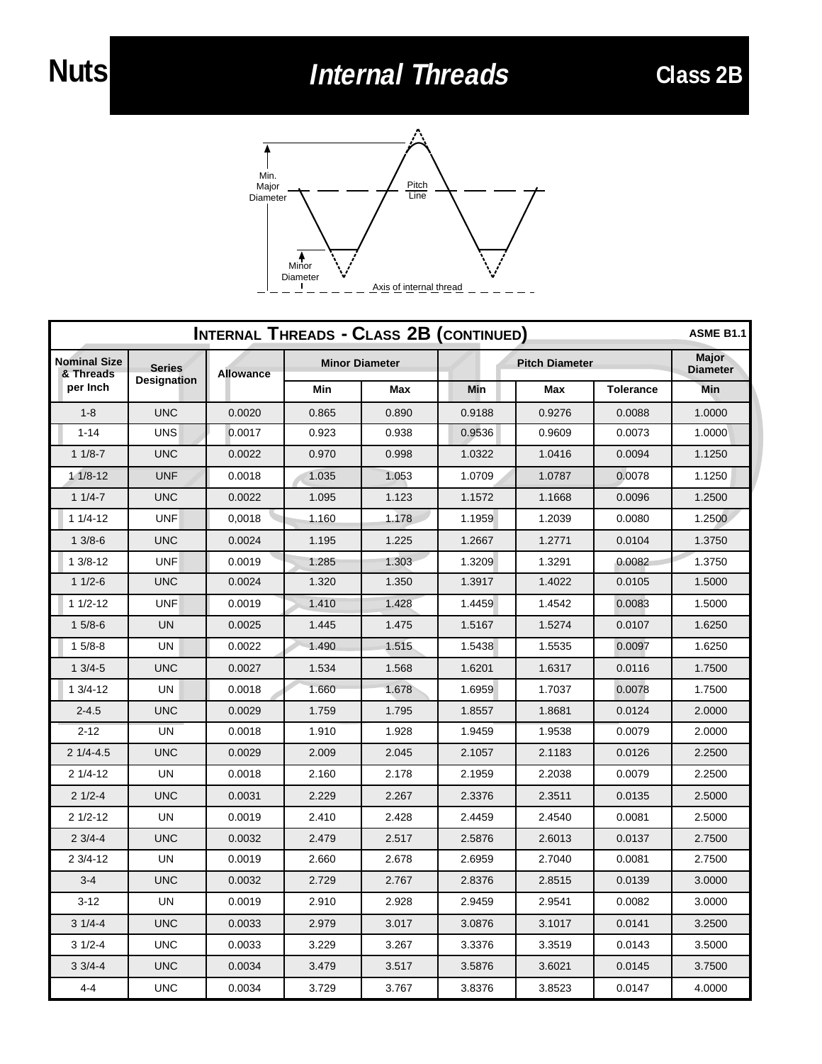Nuts **Internal Threads** Class 2B

Min. Major Diameter

Pitch Line

Minor Diameter

Axis of internal thread

## INTERNAL THREADS - CLASS 2B (CONTINUED)

ASME B1.1

| Nominal Size & Threads per Inch | Series Designation | Allowance | Minor Diameter | | Pitch Diameter | | | Major Diameter |
|---|---|---|---|---|---|---|---|---|
| | | | Min | Max | Min | Max | Tolerance | Min |
| 1-8 | UNC | 0.0020 | 0.865 | 0.890 | 0.9188 | 0.9276 | 0.0088 | 1.0000 |
| 1-14 | UNS | 0.0017 | 0.923 | 0.938 | 0.9536 | 0.9609 | 0.0073 | 1.0000 |
| 1 1/8-7 | UNC | 0.0022 | 0.970 | 0.998 | 1.0322 | 1.0416 | 0.0094 | 1.1250 |
| 1 1/8-12 | UNF | 0.0018 | 1.035 | 1.053 | 1.0709 | 1.0787 | 0.0078 | 1.1250 |
| 1 1/4-7 | UNC | 0.0022 | 1.095 | 1.123 | 1.1572 | 1.1668 | 0.0096 | 1.2500 |
| 1 1/4-12 | UNF | 0,0018 | 1.160 | 1.178 | 1.1959 | 1.2039 | 0.0080 | 1.2500 |
| 1 3/8-6 | UNC | 0.0024 | 1.195 | 1.225 | 1.2667 | 1.2771 | 0.0104 | 1.3750 |
| 1 3/8-12 | UNF | 0.0019 | 1.285 | 1.303 | 1.3209 | 1.3291 | 0.0082 | 1.3750 |
| 1 1/2-6 | UNC | 0.0024 | 1.320 | 1.350 | 1.3917 | 1.4022 | 0.0105 | 1.5000 |
| 1 1/2-12 | UNF | 0.0019 | 1.410 | 1.428 | 1.4459 | 1.4542 | 0.0083 | 1.5000 |
| 1 5/8-6 | UN | 0.0025 | 1.445 | 1.475 | 1.5167 | 1.5274 | 0.0107 | 1.6250 |
| 1 5/8-8 | UN | 0.0022 | 1.490 | 1.515 | 1.5438 | 1.5535 | 0.0097 | 1.6250 |
| 1 3/4-5 | UNC | 0.0027 | 1.534 | 1.568 | 1.6201 | 1.6317 | 0.0116 | 1.7500 |
| 1 3/4-12 | UN | 0.0018 | 1.660 | 1.678 | 1.6959 | 1.7037 | 0.0078 | 1.7500 |
| 2-4.5 | UNC | 0.0029 | 1.759 | 1.795 | 1.8557 | 1.8681 | 0.0124 | 2.0000 |
| 2-12 | UN | 0.0018 | 1.910 | 1.928 | 1.9459 | 1.9538 | 0.0079 | 2.0000 |
| 2 1/4-4.5 | UNC | 0.0029 | 2.009 | 2.045 | 2.1057 | 2.1183 | 0.0126 | 2.2500 |
| 2 1/4-12 | UN | 0.0018 | 2.160 | 2.178 | 2.1959 | 2.2038 | 0.0079 | 2.2500 |
| 2 1/2-4 | UNC | 0.0031 | 2.229 | 2.267 | 2.3376 | 2.3511 | 0.0135 | 2.5000 |
| 2 1/2-12 | UN | 0.0019 | 2.410 | 2.428 | 2.4459 | 2.4540 | 0.0081 | 2.5000 |
| 2 3/4-4 | UNC | 0.0032 | 2.479 | 2.517 | 2.5876 | 2.6013 | 0.0137 | 2.7500 |
| 2 3/4-12 | UN | 0.0019 | 2.660 | 2.678 | 2.6959 | 2.7040 | 0.0081 | 2.7500 |
| 3-4 | UNC | 0.0032 | 2.729 | 2.767 | 2.8376 | 2.8515 | 0.0139 | 3.0000 |
| 3-12 | UN | 0.0019 | 2.910 | 2.928 | 2.9459 | 2.9541 | 0.0082 | 3.0000 |
| 3 1/4-4 | UNC | 0.0033 | 2.979 | 3.017 | 3.0876 | 3.1017 | 0.0141 | 3.2500 |
| 3 1/2-4 | UNC | 0.0033 | 3.229 | 3.267 | 3.3376 | 3.3519 | 0.0143 | 3.5000 |
| 3 3/4-4 | UNC | 0.0034 | 3.479 | 3.517 | 3.5876 | 3.6021 | 0.0145 | 3.7500 |
| 4-4 | UNC | 0.0034 | 3.729 | 3.767 | 3.8376 | 3.8523 | 0.0147 | 4.0000 |